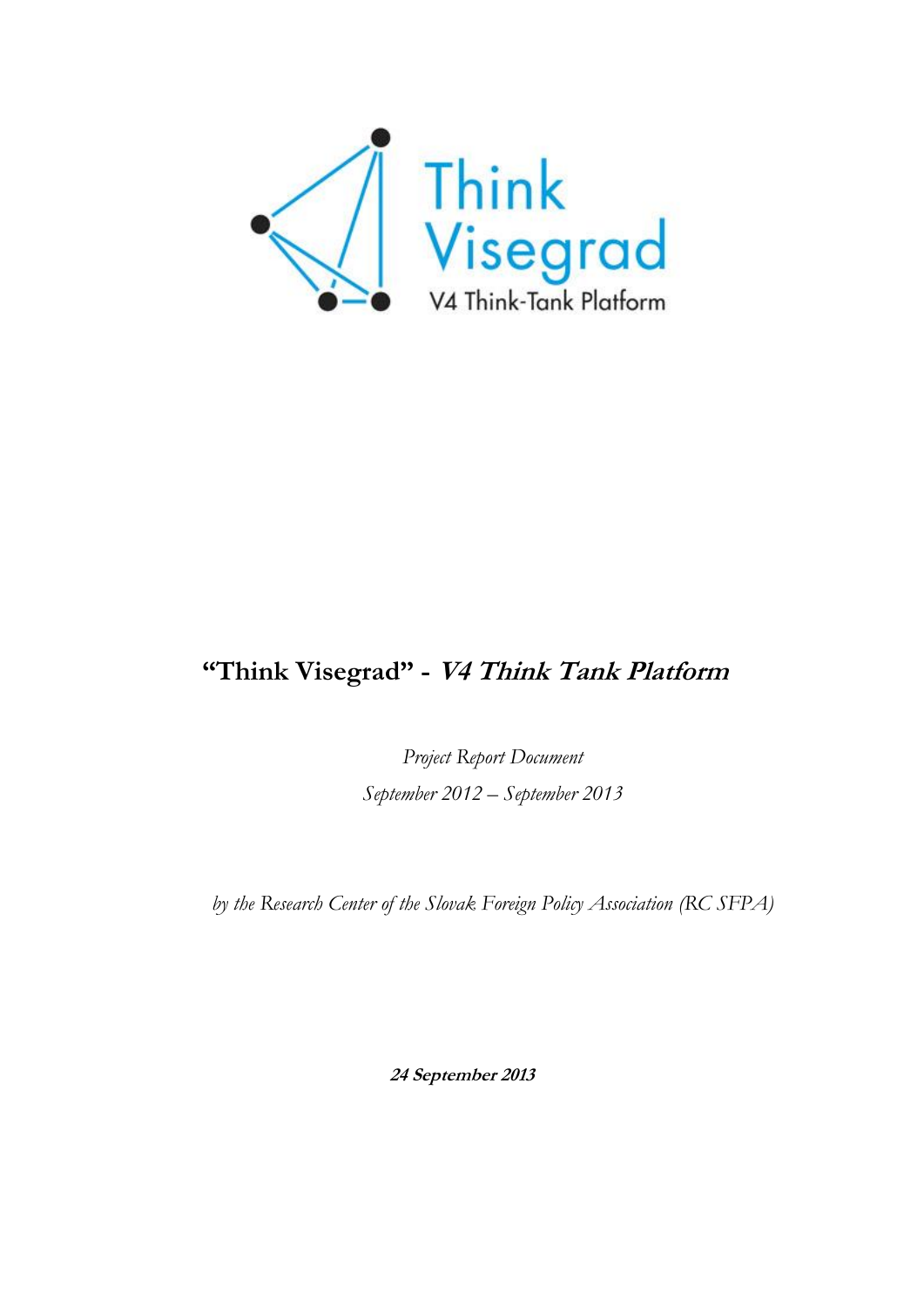Think
Visegrad
V4 Think-Tank Platform

# "Think Visegrad" - *V4 Think Tank Platform*

*Project Report Document*

*September 2012 – September 2013*

*by the Research Center of the Slovak Foreign Policy Association (RC SFPA)*

***24 September 2013***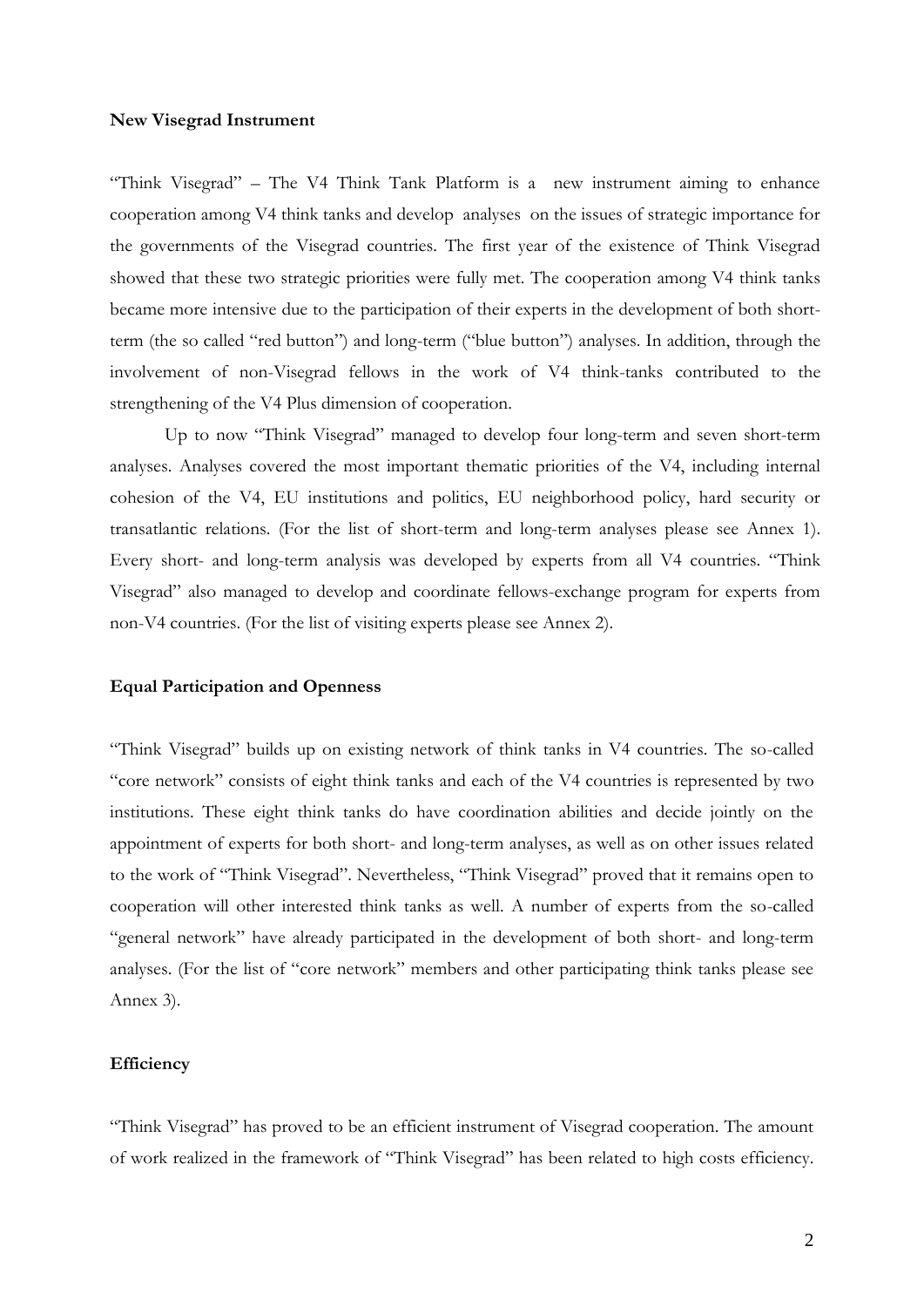**New Visegrad Instrument**

"Think Visegrad" – The V4 Think Tank Platform is a new instrument aiming to enhance cooperation among V4 think tanks and develop analyses on the issues of strategic importance for the governments of the Visegrad countries. The first year of the existence of Think Visegrad showed that these two strategic priorities were fully met. The cooperation among V4 think tanks became more intensive due to the participation of their experts in the development of both short-term (the so called "red button") and long-term ("blue button") analyses. In addition, through the involvement of non-Visegrad fellows in the work of V4 think-tanks contributed to the strengthening of the V4 Plus dimension of cooperation.

Up to now "Think Visegrad" managed to develop four long-term and seven short-term analyses. Analyses covered the most important thematic priorities of the V4, including internal cohesion of the V4, EU institutions and politics, EU neighborhood policy, hard security or transatlantic relations. (For the list of short-term and long-term analyses please see Annex 1). Every short- and long-term analysis was developed by experts from all V4 countries. "Think Visegrad" also managed to develop and coordinate fellows-exchange program for experts from non-V4 countries. (For the list of visiting experts please see Annex 2).

**Equal Participation and Openness**

"Think Visegrad" builds up on existing network of think tanks in V4 countries. The so-called "core network" consists of eight think tanks and each of the V4 countries is represented by two institutions. These eight think tanks do have coordination abilities and decide jointly on the appointment of experts for both short- and long-term analyses, as well as on other issues related to the work of "Think Visegrad". Nevertheless, "Think Visegrad" proved that it remains open to cooperation will other interested think tanks as well. A number of experts from the so-called "general network" have already participated in the development of both short- and long-term analyses. (For the list of "core network" members and other participating think tanks please see Annex 3).

**Efficiency**

"Think Visegrad" has proved to be an efficient instrument of Visegrad cooperation. The amount of work realized in the framework of "Think Visegrad" has been related to high costs efficiency.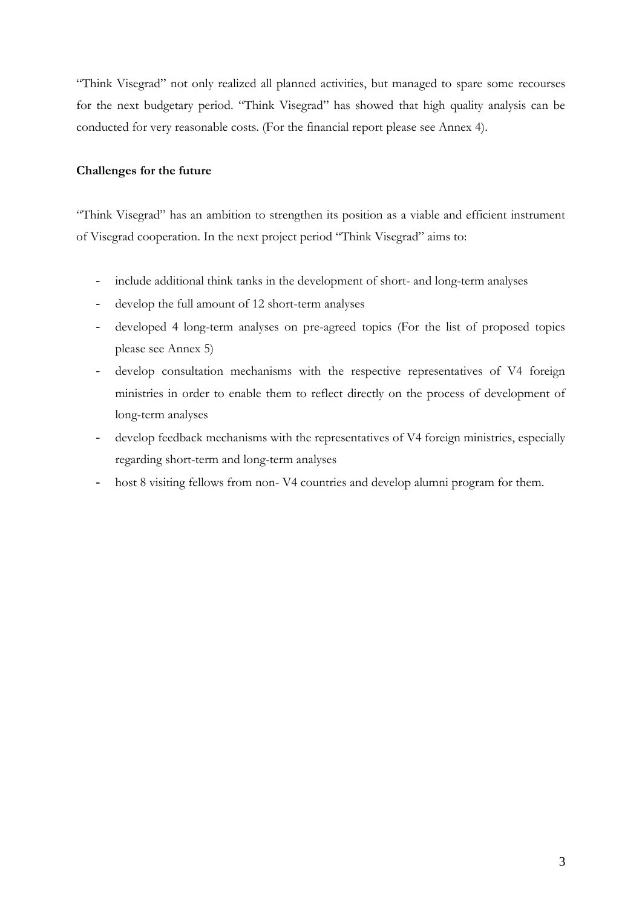"Think Visegrad" not only realized all planned activities, but managed to spare some recourses for the next budgetary period. "Think Visegrad" has showed that high quality analysis can be conducted for very reasonable costs. (For the financial report please see Annex 4).

**Challenges for the future**

"Think Visegrad" has an ambition to strengthen its position as a viable and efficient instrument of Visegrad cooperation. In the next project period "Think Visegrad" aims to:

- include additional think tanks in the development of short- and long-term analyses
- develop the full amount of 12 short-term analyses
- developed 4 long-term analyses on pre-agreed topics (For the list of proposed topics please see Annex 5)
- develop consultation mechanisms with the respective representatives of V4 foreign ministries in order to enable them to reflect directly on the process of development of long-term analyses
- develop feedback mechanisms with the representatives of V4 foreign ministries, especially regarding short-term and long-term analyses
- host 8 visiting fellows from non- V4 countries and develop alumni program for them.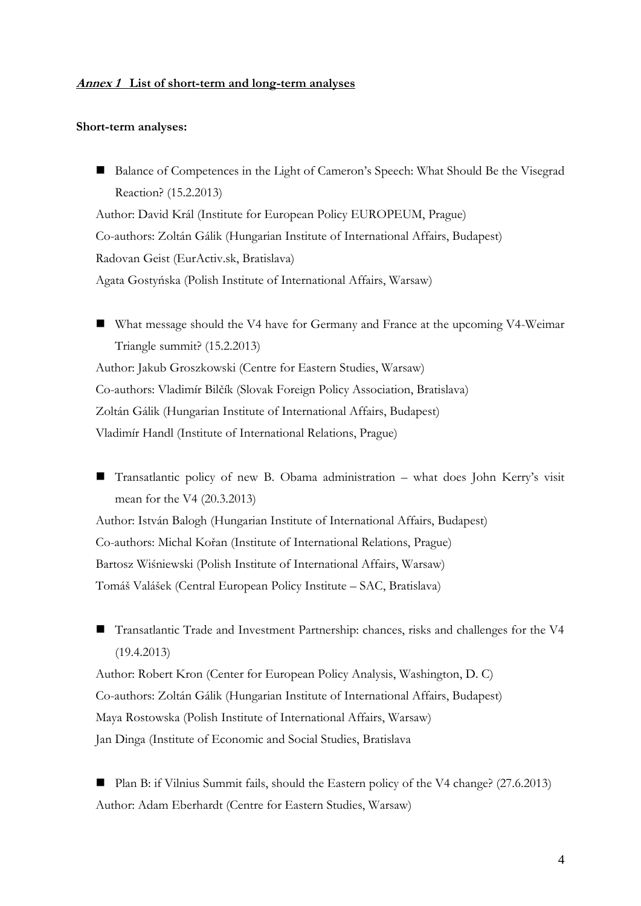***Annex 1*** **List of short-term and long-term analyses**

**Short-term analyses:**

- Balance of Competences in the Light of Cameron's Speech: What Should Be the Visegrad Reaction? (15.2.2013)

Author: David Král (Institute for European Policy EUROPEUM, Prague)
Co-authors: Zoltán Gálik (Hungarian Institute of International Affairs, Budapest)
Radovan Geist (EurActiv.sk, Bratislava)
Agata Gostyńska (Polish Institute of International Affairs, Warsaw)

- What message should the V4 have for Germany and France at the upcoming V4-Weimar Triangle summit? (15.2.2013)

Author: Jakub Groszkowski (Centre for Eastern Studies, Warsaw)
Co-authors: Vladimír Bilčík (Slovak Foreign Policy Association, Bratislava)
Zoltán Gálik (Hungarian Institute of International Affairs, Budapest)
Vladimír Handl (Institute of International Relations, Prague)

- Transatlantic policy of new B. Obama administration – what does John Kerry's visit mean for the V4 (20.3.2013)

Author: István Balogh (Hungarian Institute of International Affairs, Budapest)
Co-authors: Michal Kořan (Institute of International Relations, Prague)
Bartosz Wiśniewski (Polish Institute of International Affairs, Warsaw)
Tomáš Valášek (Central European Policy Institute – SAC, Bratislava)

- Transatlantic Trade and Investment Partnership: chances, risks and challenges for the V4 (19.4.2013)

Author: Robert Kron (Center for European Policy Analysis, Washington, D. C)
Co-authors: Zoltán Gálik (Hungarian Institute of International Affairs, Budapest)
Maya Rostowska (Polish Institute of International Affairs, Warsaw)
Jan Dinga (Institute of Economic and Social Studies, Bratislava

- Plan B: if Vilnius Summit fails, should the Eastern policy of the V4 change? (27.6.2013)

Author: Adam Eberhardt (Centre for Eastern Studies, Warsaw)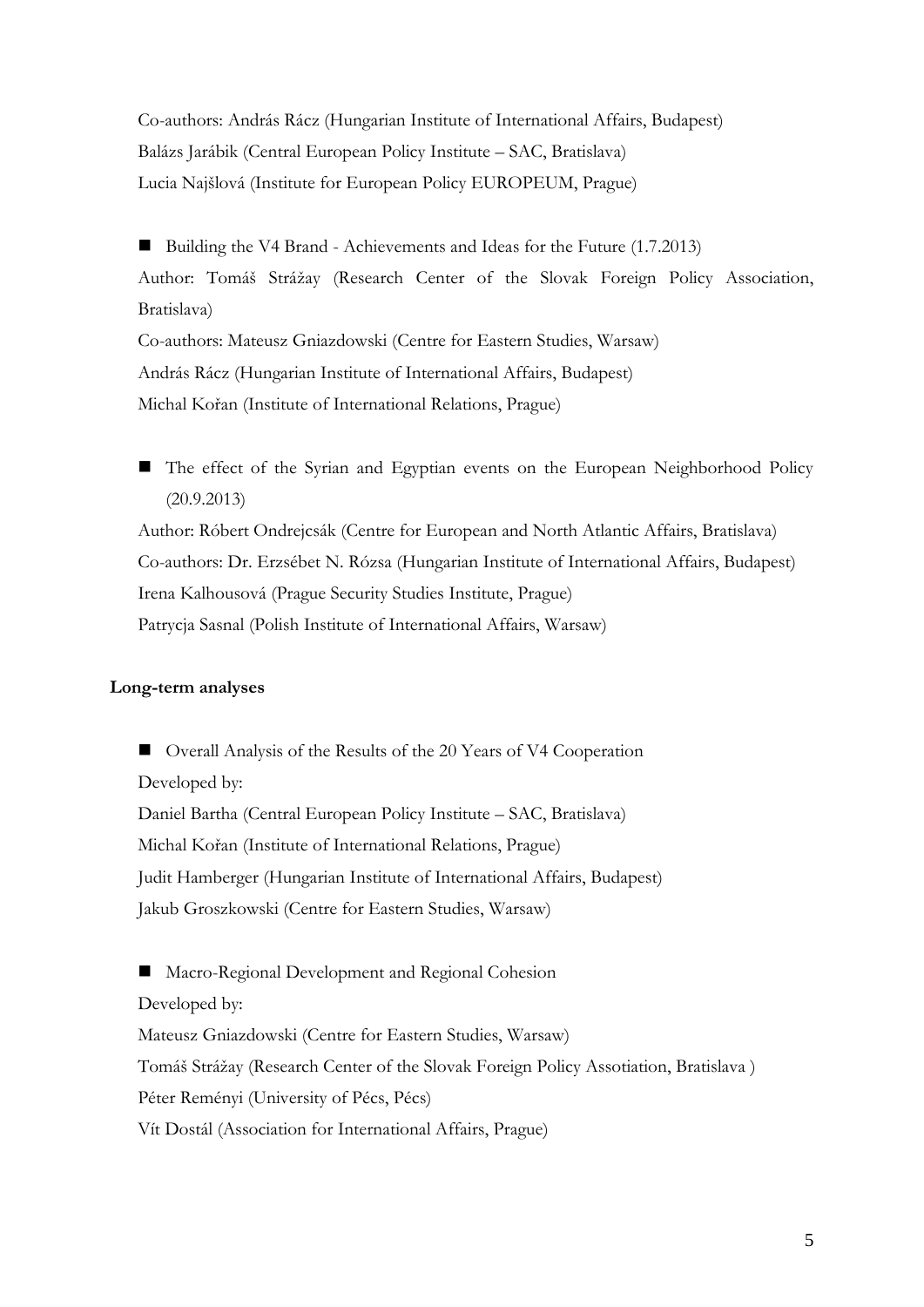Co-authors: András Rácz (Hungarian Institute of International Affairs, Budapest)
Balázs Jarábik (Central European Policy Institute – SAC, Bratislava)
Lucia Najšlová (Institute for European Policy EUROPEUM, Prague)

- Building the V4 Brand - Achievements and Ideas for the Future (1.7.2013)

Author: Tomáš Strážay (Research Center of the Slovak Foreign Policy Association, Bratislava)
Co-authors: Mateusz Gniazdowski (Centre for Eastern Studies, Warsaw)
András Rácz (Hungarian Institute of International Affairs, Budapest)
Michal Kořan (Institute of International Relations, Prague)

- The effect of the Syrian and Egyptian events on the European Neighborhood Policy (20.9.2013)

Author: Róbert Ondrejcsák (Centre for European and North Atlantic Affairs, Bratislava)
Co-authors: Dr. Erzsébet N. Rózsa (Hungarian Institute of International Affairs, Budapest)
Irena Kalhousová (Prague Security Studies Institute, Prague)
Patrycja Sasnal (Polish Institute of International Affairs, Warsaw)

**Long-term analyses**

- Overall Analysis of the Results of the 20 Years of V4 Cooperation

Developed by:
Daniel Bartha (Central European Policy Institute – SAC, Bratislava)
Michal Kořan (Institute of International Relations, Prague)
Judit Hamberger (Hungarian Institute of International Affairs, Budapest)
Jakub Groszkowski (Centre for Eastern Studies, Warsaw)

- Macro-Regional Development and Regional Cohesion

Developed by:
Mateusz Gniazdowski (Centre for Eastern Studies, Warsaw)
Tomáš Strážay (Research Center of the Slovak Foreign Policy Assotiation, Bratislava )
Péter Reményi (University of Pécs, Pécs)
Vít Dostál (Association for International Affairs, Prague)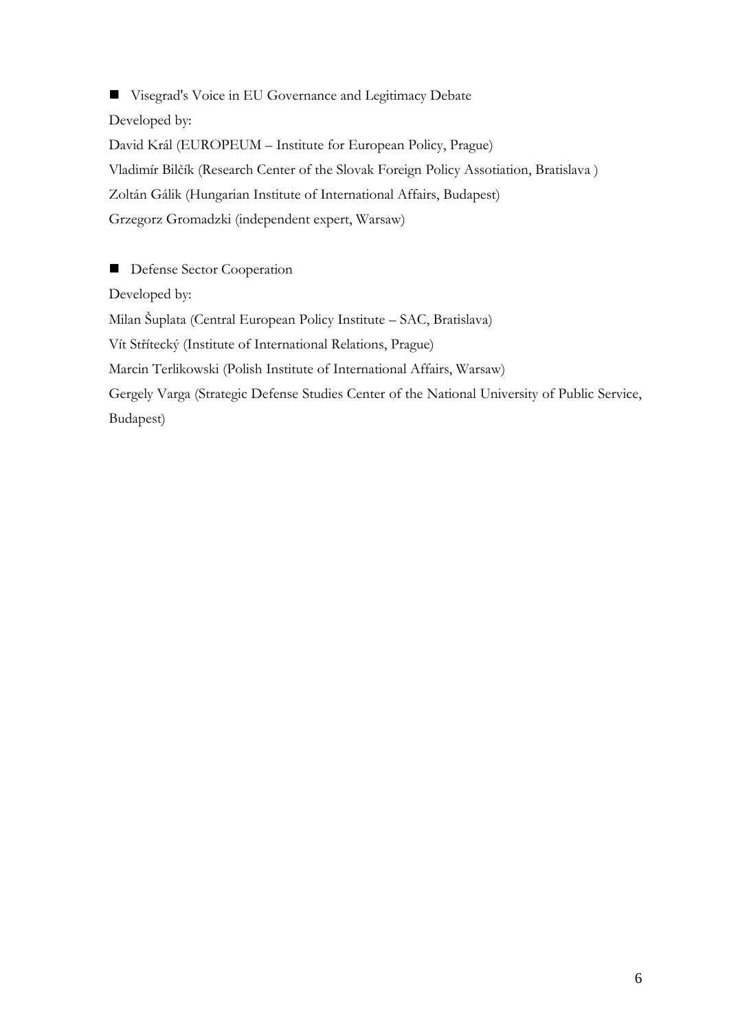- Visegrad's Voice in EU Governance and Legitimacy Debate

Developed by:

David Král (EUROPEUM – Institute for European Policy, Prague)

Vladimír Bilčík (Research Center of the Slovak Foreign Policy Assotiation, Bratislava )

Zoltán Gálik (Hungarian Institute of International Affairs, Budapest)

Grzegorz Gromadzki (independent expert, Warsaw)

- Defense Sector Cooperation

Developed by:

Milan Šuplata (Central European Policy Institute – SAC, Bratislava)

Vít Střítecký (Institute of International Relations, Prague)

Marcin Terlikowski (Polish Institute of International Affairs, Warsaw)

Gergely Varga (Strategic Defense Studies Center of the National University of Public Service, Budapest)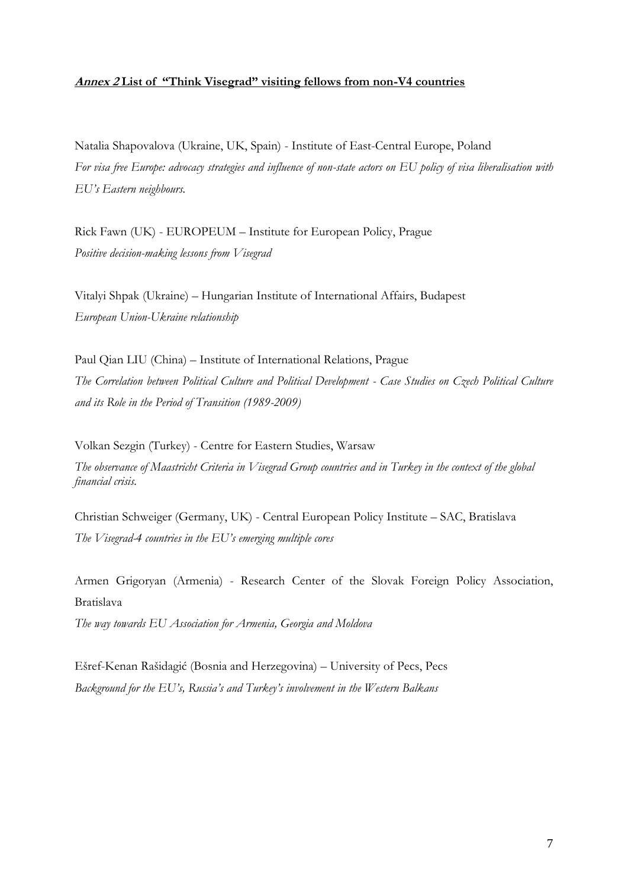**_Annex 2_ List of "Think Visegrad" visiting fellows from non-V4 countries**

Natalia Shapovalova (Ukraine, UK, Spain) - Institute of East-Central Europe, Poland
*For visa free Europe: advocacy strategies and influence of non-state actors on EU policy of visa liberalisation with EU's Eastern neighbours.*

Rick Fawn (UK) - EUROPEUM – Institute for European Policy, Prague
*Positive decision-making lessons from Visegrad*

Vitalyi Shpak (Ukraine) – Hungarian Institute of International Affairs, Budapest
*European Union-Ukraine relationship*

Paul Qian LIU (China) – Institute of International Relations, Prague
*The Correlation between Political Culture and Political Development - Case Studies on Czech Political Culture and its Role in the Period of Transition (1989-2009)*

Volkan Sezgin (Turkey) - Centre for Eastern Studies, Warsaw
*The observance of Maastricht Criteria in Visegrad Group countries and in Turkey in the context of the global financial crisis.*

Christian Schweiger (Germany, UK) - Central European Policy Institute – SAC, Bratislava
*The Visegrad-4 countries in the EU's emerging multiple cores*

Armen Grigoryan (Armenia) - Research Center of the Slovak Foreign Policy Association, Bratislava
*The way towards EU Association for Armenia, Georgia and Moldova*

Ešref-Kenan Rašidagić (Bosnia and Herzegovina) – University of Pecs, Pecs
*Background for the EU's, Russia's and Turkey's involvement in the Western Balkans*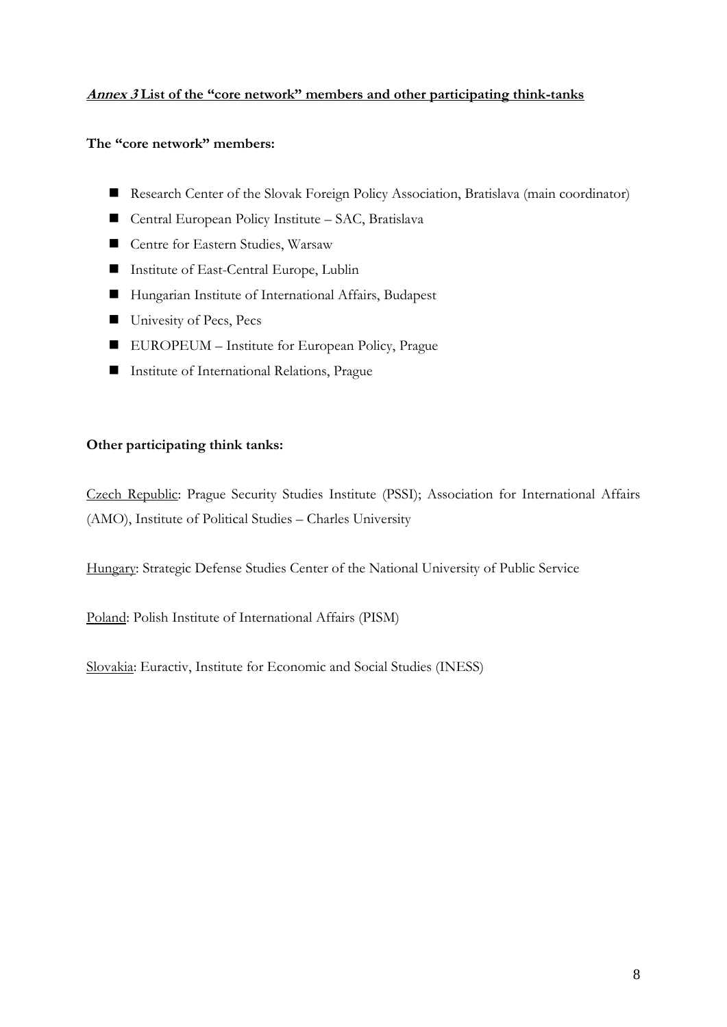## ***Annex 3*** **List of the "core network" members and other participating think-tanks**

**The "core network" members:**

- Research Center of the Slovak Foreign Policy Association, Bratislava (main coordinator)
- Central European Policy Institute – SAC, Bratislava
- Centre for Eastern Studies, Warsaw
- Institute of East-Central Europe, Lublin
- Hungarian Institute of International Affairs, Budapest
- Univesity of Pecs, Pecs
- EUROPEUM – Institute for European Policy, Prague
- Institute of International Relations, Prague

**Other participating think tanks:**

<u>Czech Republic</u>: Prague Security Studies Institute (PSSI); Association for International Affairs (AMO), Institute of Political Studies – Charles University

<u>Hungary</u>: Strategic Defense Studies Center of the National University of Public Service

<u>Poland</u>: Polish Institute of International Affairs (PISM)

<u>Slovakia</u>: Euractiv, Institute for Economic and Social Studies (INESS)